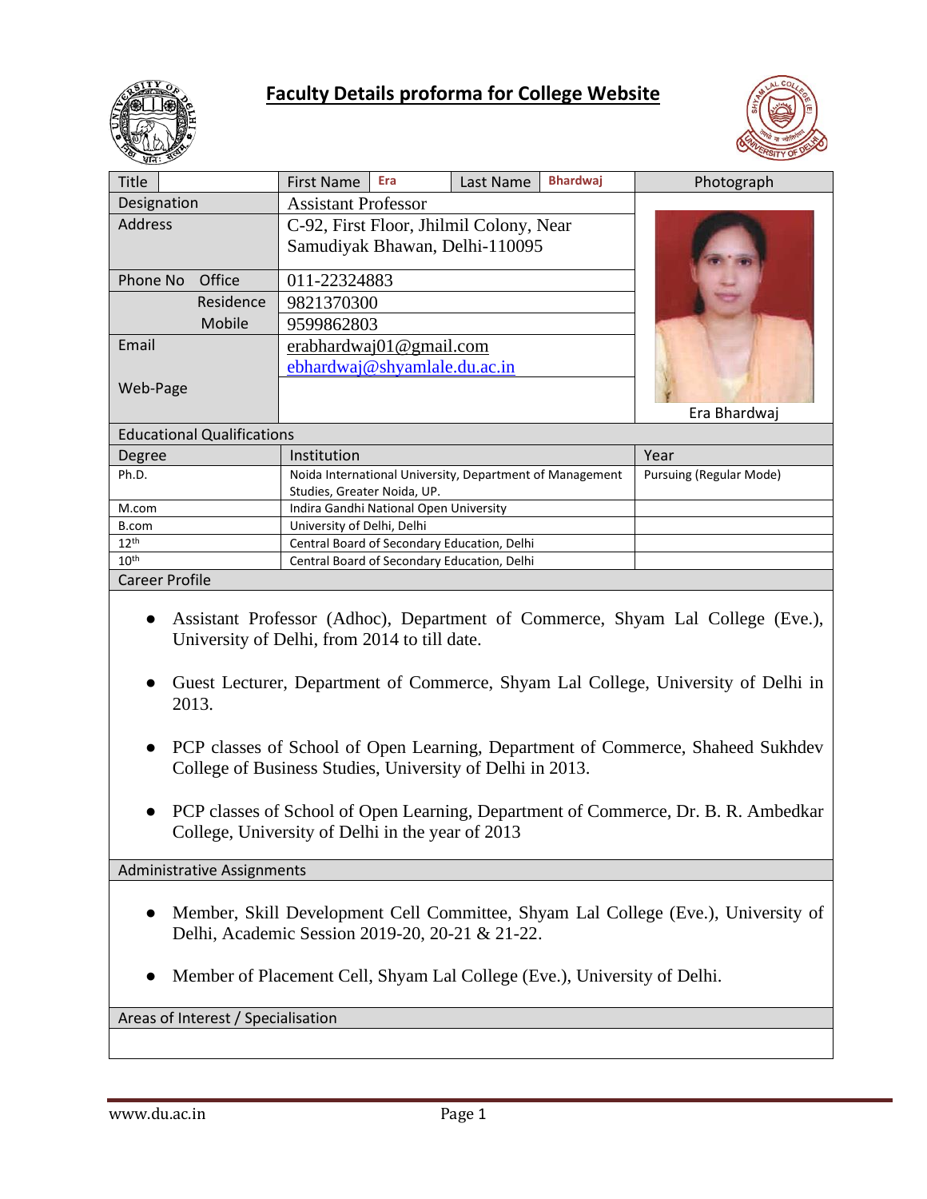# Faculty Details proforma for College Website

| Title | | First Name | Era | Last Name | Bhardwaj | Photograph |
|---|---|---|---|---|---|---|
| Designation | | Assistant Professor | | | | |
| Address | | C-92, First Floor, Jhilmil Colony, Near Samudiyak Bhawan, Delhi-110095 | | | | |
| Phone No | Office | 011-22324883 | | | | |
| | Residence | 9821370300 | | | | |
| | Mobile | 9599862803 | | | | |
| Email | | erabhardwaj01@gmail.com<br>ebhardwaj@shyamlale.du.ac.in | | | | |
| Web-Page | | | | | | Era Bhardwaj |

## Educational Qualifications

| Degree | Institution | Year |
|---|---|---|
| Ph.D. | Noida International University, Department of Management Studies, Greater Noida, UP. | Pursuing (Regular Mode) |
| M.com | Indira Gandhi National Open University | |
| B.com | University of Delhi, Delhi | |
| 12th | Central Board of Secondary Education, Delhi | |
| 10th | Central Board of Secondary Education, Delhi | |

## Career Profile

- Assistant Professor (Adhoc), Department of Commerce, Shyam Lal College (Eve.), University of Delhi, from 2014 to till date.
- Guest Lecturer, Department of Commerce, Shyam Lal College, University of Delhi in 2013.
- PCP classes of School of Open Learning, Department of Commerce, Shaheed Sukhdev College of Business Studies, University of Delhi in 2013.
- PCP classes of School of Open Learning, Department of Commerce, Dr. B. R. Ambedkar College, University of Delhi in the year of 2013

## Administrative Assignments

- Member, Skill Development Cell Committee, Shyam Lal College (Eve.), University of Delhi, Academic Session 2019-20, 20-21 & 21-22.
- Member of Placement Cell, Shyam Lal College (Eve.), University of Delhi.

## Areas of Interest / Specialisation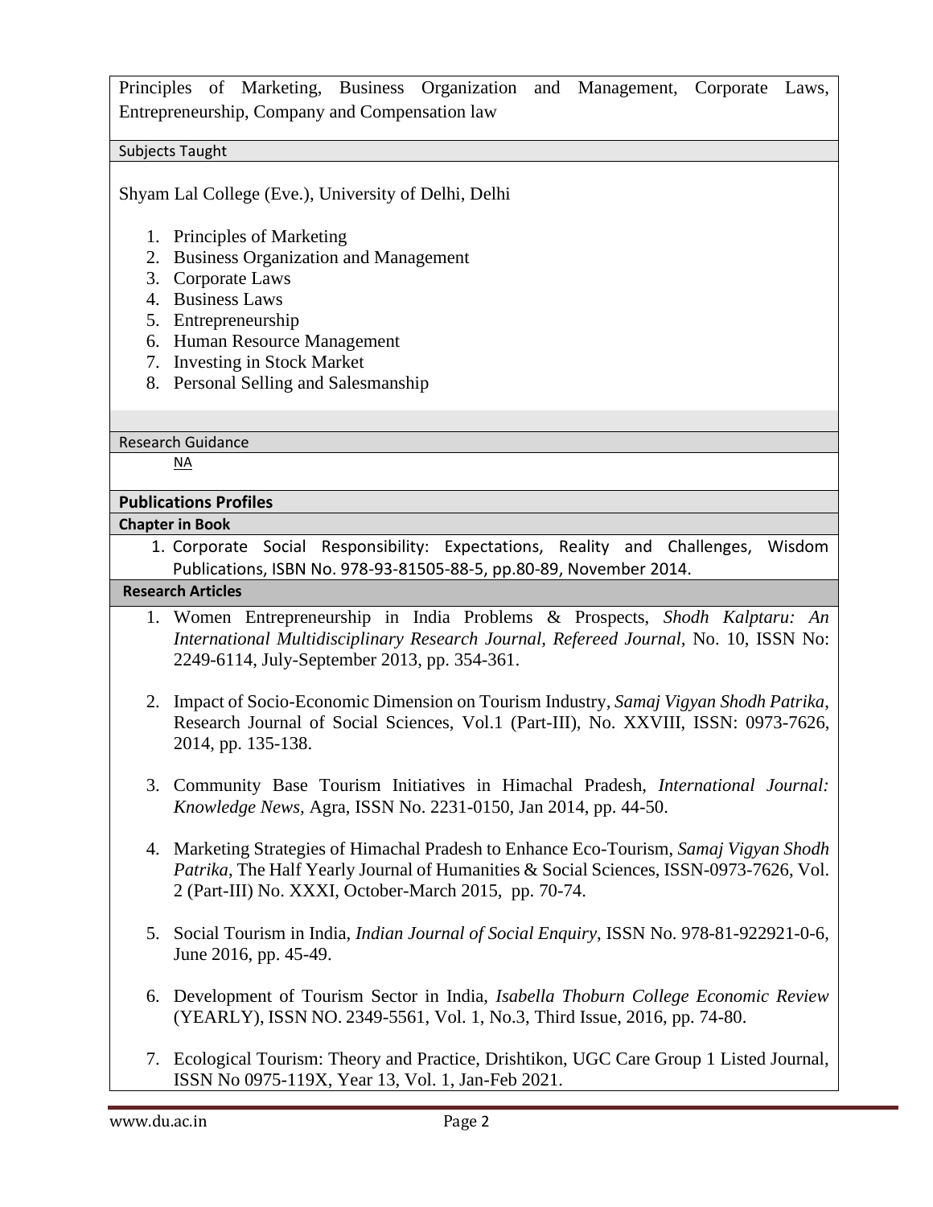Principles of Marketing, Business Organization and Management, Corporate Laws, Entrepreneurship, Company and Compensation law

## Subjects Taught

Shyam Lal College (Eve.), University of Delhi, Delhi

1. Principles of Marketing
2. Business Organization and Management
3. Corporate Laws
4. Business Laws
5. Entrepreneurship
6. Human Resource Management
7. Investing in Stock Market
8. Personal Selling and Salesmanship

## Research Guidance

NA

## Publications Profiles

### Chapter in Book

1. Corporate Social Responsibility: Expectations, Reality and Challenges, Wisdom Publications, ISBN No. 978-93-81505-88-5, pp.80-89, November 2014.

### Research Articles

1. Women Entrepreneurship in India Problems & Prospects, *Shodh Kalptaru: An International Multidisciplinary Research Journal, Refereed Journal*, No. 10, ISSN No: 2249-6114, July-September 2013, pp. 354-361.

2. Impact of Socio-Economic Dimension on Tourism Industry, *Samaj Vigyan Shodh Patrika*, Research Journal of Social Sciences, Vol.1 (Part-III), No. XXVIII, ISSN: 0973-7626, 2014, pp. 135-138.

3. Community Base Tourism Initiatives in Himachal Pradesh, *International Journal: Knowledge News,* Agra, ISSN No. 2231-0150, Jan 2014, pp. 44-50.

4. Marketing Strategies of Himachal Pradesh to Enhance Eco-Tourism, *Samaj Vigyan Shodh Patrika*, The Half Yearly Journal of Humanities & Social Sciences, ISSN-0973-7626, Vol. 2 (Part-III) No. XXXI, October-March 2015, pp. 70-74.

5. Social Tourism in India, *Indian Journal of Social Enquiry*, ISSN No. 978-81-922921-0-6, June 2016, pp. 45-49.

6. Development of Tourism Sector in India, *Isabella Thoburn College Economic Review* (YEARLY), ISSN NO. 2349-5561, Vol. 1, No.3, Third Issue, 2016, pp. 74-80.

7. Ecological Tourism: Theory and Practice, Drishtikon, UGC Care Group 1 Listed Journal, ISSN No 0975-119X, Year 13, Vol. 1, Jan-Feb 2021.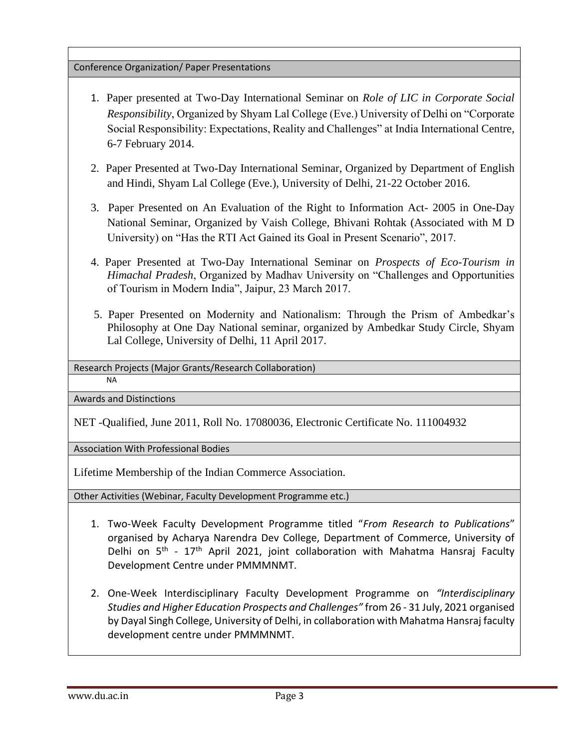## Conference Organization/ Paper Presentations

1. Paper presented at Two-Day International Seminar on *Role of LIC in Corporate Social Responsibility*, Organized by Shyam Lal College (Eve.) University of Delhi on "Corporate Social Responsibility: Expectations, Reality and Challenges" at India International Centre, 6-7 February 2014.

2. Paper Presented at Two-Day International Seminar, Organized by Department of English and Hindi, Shyam Lal College (Eve.), University of Delhi, 21-22 October 2016.

3. Paper Presented on An Evaluation of the Right to Information Act- 2005 in One-Day National Seminar, Organized by Vaish College, Bhivani Rohtak (Associated with M D University) on "Has the RTI Act Gained its Goal in Present Scenario", 2017.

4. Paper Presented at Two-Day International Seminar on *Prospects of Eco-Tourism in Himachal Pradesh*, Organized by Madhav University on "Challenges and Opportunities of Tourism in Modern India", Jaipur, 23 March 2017.

5. Paper Presented on Modernity and Nationalism: Through the Prism of Ambedkar's Philosophy at One Day National seminar, organized by Ambedkar Study Circle, Shyam Lal College, University of Delhi, 11 April 2017.

## Research Projects (Major Grants/Research Collaboration)

NA

## Awards and Distinctions

NET -Qualified, June 2011, Roll No. 17080036, Electronic Certificate No. 111004932

## Association With Professional Bodies

Lifetime Membership of the Indian Commerce Association.

## Other Activities (Webinar, Faculty Development Programme etc.)

1. Two-Week Faculty Development Programme titled "*From Research to Publications*" organised by Acharya Narendra Dev College, Department of Commerce, University of Delhi on 5th - 17th April 2021, joint collaboration with Mahatma Hansraj Faculty Development Centre under PMMMNMT.

2. One-Week Interdisciplinary Faculty Development Programme on *"Interdisciplinary Studies and Higher Education Prospects and Challenges"* from 26 - 31 July, 2021 organised by Dayal Singh College, University of Delhi, in collaboration with Mahatma Hansraj faculty development centre under PMMMNMT.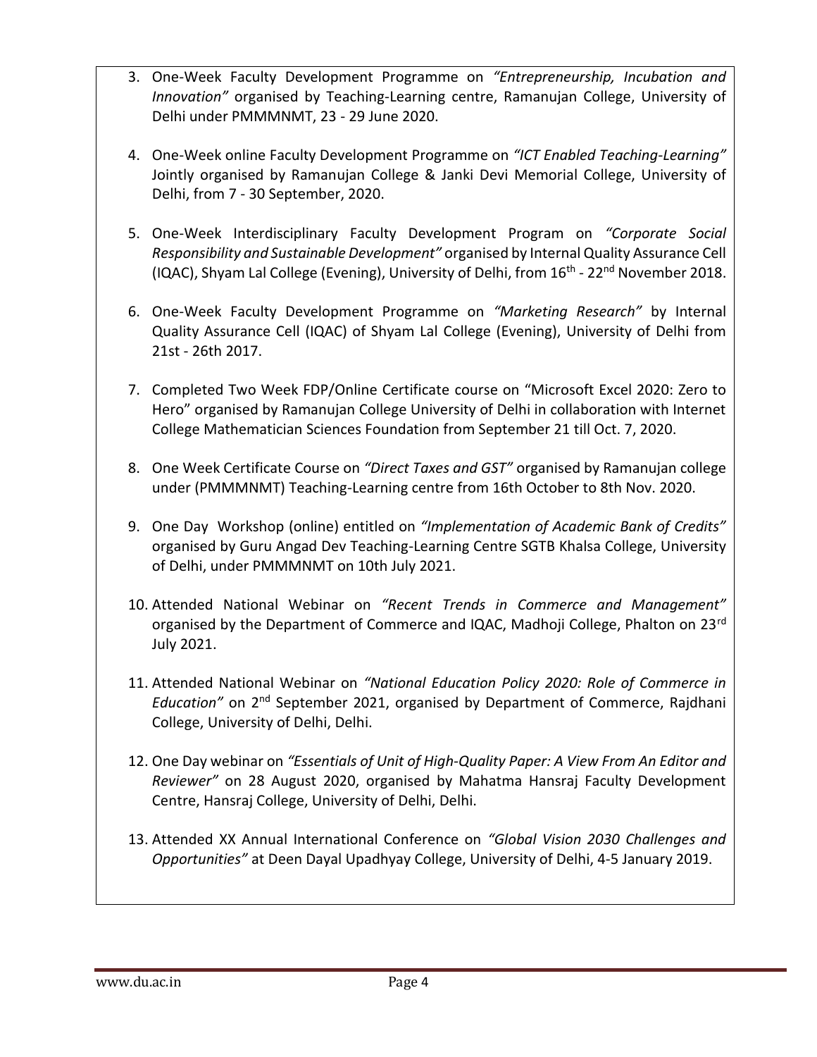3. One-Week Faculty Development Programme on *"Entrepreneurship, Incubation and Innovation"* organised by Teaching-Learning centre, Ramanujan College, University of Delhi under PMMMNMT, 23 - 29 June 2020.

4. One-Week online Faculty Development Programme on *"ICT Enabled Teaching-Learning"* Jointly organised by Ramanujan College & Janki Devi Memorial College, University of Delhi, from 7 - 30 September, 2020.

5. One-Week Interdisciplinary Faculty Development Program on *"Corporate Social Responsibility and Sustainable Development"* organised by Internal Quality Assurance Cell (IQAC), Shyam Lal College (Evening), University of Delhi, from 16th - 22nd November 2018.

6. One-Week Faculty Development Programme on *"Marketing Research"* by Internal Quality Assurance Cell (IQAC) of Shyam Lal College (Evening), University of Delhi from 21st - 26th 2017.

7. Completed Two Week FDP/Online Certificate course on "Microsoft Excel 2020: Zero to Hero" organised by Ramanujan College University of Delhi in collaboration with Internet College Mathematician Sciences Foundation from September 21 till Oct. 7, 2020.

8. One Week Certificate Course on *"Direct Taxes and GST"* organised by Ramanujan college under (PMMMNMT) Teaching-Learning centre from 16th October to 8th Nov. 2020.

9. One Day Workshop (online) entitled on *"Implementation of Academic Bank of Credits"* organised by Guru Angad Dev Teaching-Learning Centre SGTB Khalsa College, University of Delhi, under PMMMNMT on 10th July 2021.

10. Attended National Webinar on *"Recent Trends in Commerce and Management"* organised by the Department of Commerce and IQAC, Madhoji College, Phalton on 23rd July 2021.

11. Attended National Webinar on *"National Education Policy 2020: Role of Commerce in Education"* on 2nd September 2021, organised by Department of Commerce, Rajdhani College, University of Delhi, Delhi.

12. One Day webinar on *"Essentials of Unit of High-Quality Paper: A View From An Editor and Reviewer"* on 28 August 2020, organised by Mahatma Hansraj Faculty Development Centre, Hansraj College, University of Delhi, Delhi.

13. Attended XX Annual International Conference on *"Global Vision 2030 Challenges and Opportunities"* at Deen Dayal Upadhyay College, University of Delhi, 4-5 January 2019.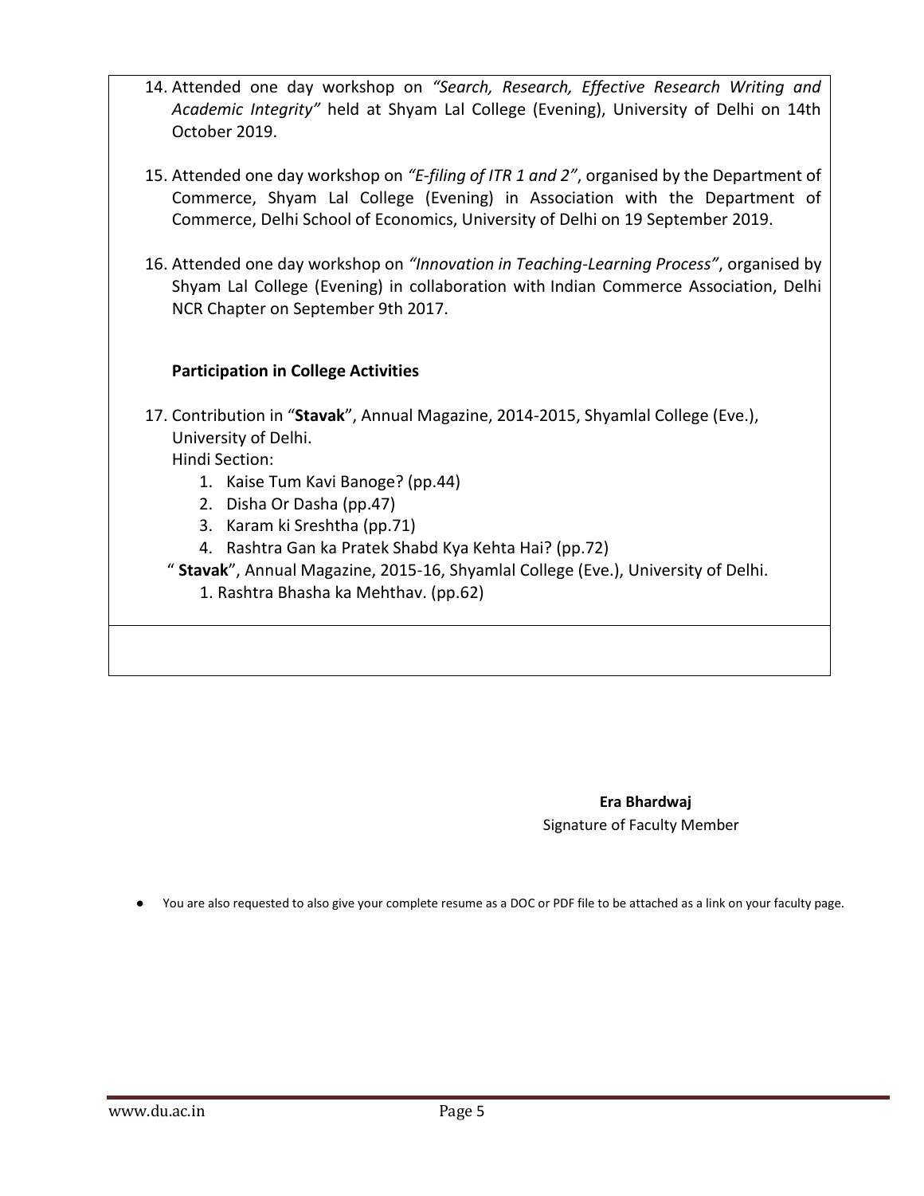14. Attended one day workshop on *"Search, Research, Effective Research Writing and Academic Integrity"* held at Shyam Lal College (Evening), University of Delhi on 14th October 2019.

15. Attended one day workshop on *"E-filing of ITR 1 and 2"*, organised by the Department of Commerce, Shyam Lal College (Evening) in Association with the Department of Commerce, Delhi School of Economics, University of Delhi on 19 September 2019.

16. Attended one day workshop on *"Innovation in Teaching-Learning Process"*, organised by Shyam Lal College (Evening) in collaboration with Indian Commerce Association, Delhi NCR Chapter on September 9th 2017.

**Participation in College Activities**

17. Contribution in "**Stavak**", Annual Magazine, 2014-2015, Shyamlal College (Eve.), University of Delhi.
    Hindi Section:
    1. Kaise Tum Kavi Banoge? (pp.44)
    2. Disha Or Dasha (pp.47)
    3. Karam ki Sreshtha (pp.71)
    4. Rashtra Gan ka Pratek Shabd Kya Kehta Hai? (pp.72)

    " **Stavak**", Annual Magazine, 2015-16, Shyamlal College (Eve.), University of Delhi.
    1. Rashtra Bhasha ka Mehthav. (pp.62)

**Era Bhardwaj**
Signature of Faculty Member

- You are also requested to also give your complete resume as a DOC or PDF file to be attached as a link on your faculty page.